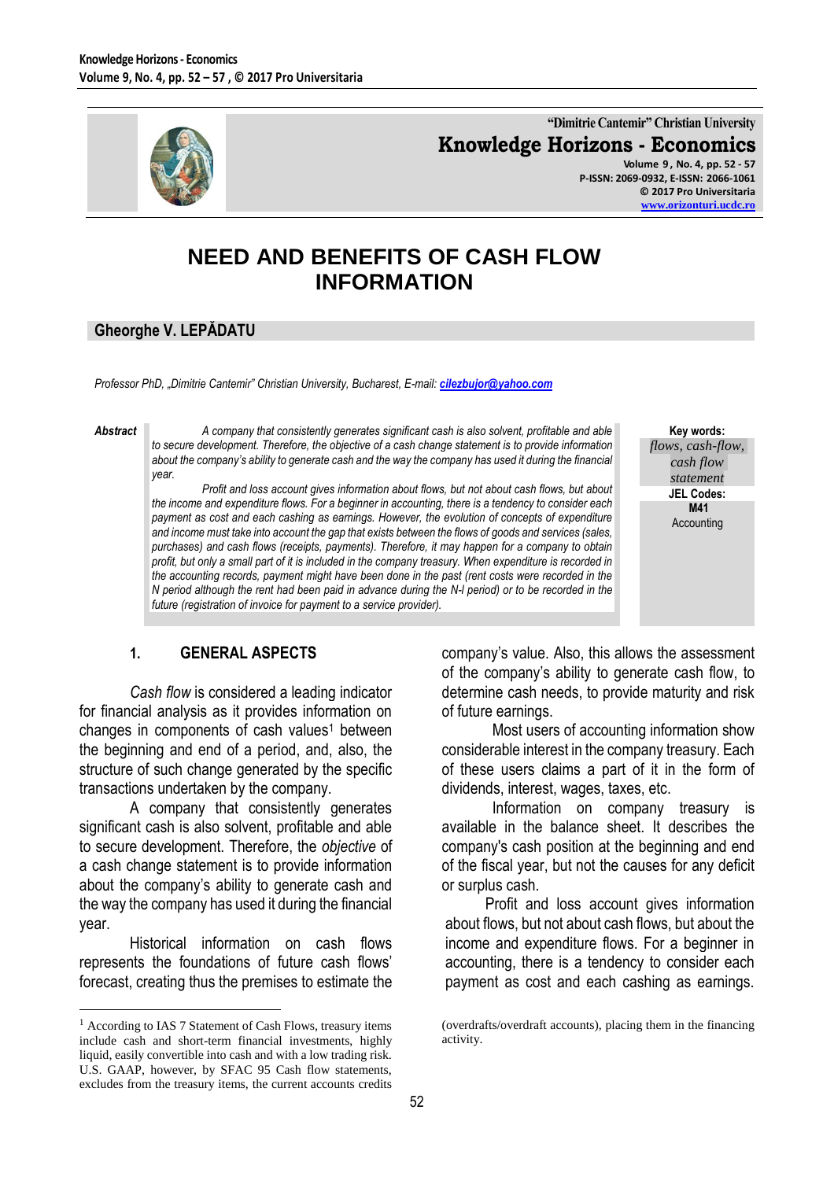# NEED AND BENEFITS OF CASH FLOW INFORMATION

## Gheorghe V. LEPĂDATU

*Professor PhD, „Dimitrie Cantemir" Christian University, Bucharest, E-mail: cilezbujor@yahoo.com*

**Abstract**

*A company that consistently generates significant cash is also solvent, profitable and able to secure development. Therefore, the objective of a cash change statement is to provide information about the company's ability to generate cash and the way the company has used it during the financial year.*

*Profit and loss account gives information about flows, but not about cash flows, but about the income and expenditure flows. For a beginner in accounting, there is a tendency to consider each payment as cost and each cashing as earnings. However, the evolution of concepts of expenditure and income must take into account the gap that exists between the flows of goods and services (sales, purchases) and cash flows (receipts, payments). Therefore, it may happen for a company to obtain profit, but only a small part of it is included in the company treasury. When expenditure is recorded in the accounting records, payment might have been done in the past (rent costs were recorded in the N period although the rent had been paid in advance during the N-I period) or to be recorded in the future (registration of invoice for payment to a service provider).*

**Key words:** *flows, cash-flow, cash flow statement*

**JEL Codes:** M41 Accounting

## 1. GENERAL ASPECTS

*Cash flow* is considered a leading indicator for financial analysis as it provides information on changes in components of cash values[1] between the beginning and end of a period, and, also, the structure of such change generated by the specific transactions undertaken by the company.

A company that consistently generates significant cash is also solvent, profitable and able to secure development. Therefore, the *objective* of a cash change statement is to provide information about the company's ability to generate cash and the way the company has used it during the financial year.

Historical information on cash flows represents the foundations of future cash flows' forecast, creating thus the premises to estimate the company's value. Also, this allows the assessment of the company's ability to generate cash flow, to determine cash needs, to provide maturity and risk of future earnings.

Most users of accounting information show considerable interest in the company treasury. Each of these users claims a part of it in the form of dividends, interest, wages, taxes, etc.

Information on company treasury is available in the balance sheet. It describes the company's cash position at the beginning and end of the fiscal year, but not the causes for any deficit or surplus cash.

Profit and loss account gives information about flows, but not about cash flows, but about the income and expenditure flows. For a beginner in accounting, there is a tendency to consider each payment as cost and each cashing as earnings.

[1] According to IAS 7 Statement of Cash Flows, treasury items include cash and short-term financial investments, highly liquid, easily convertible into cash and with a low trading risk. U.S. GAAP, however, by SFAC 95 Cash flow statements, excludes from the treasury items, the current accounts credits (overdrafts/overdraft accounts), placing them in the financing activity.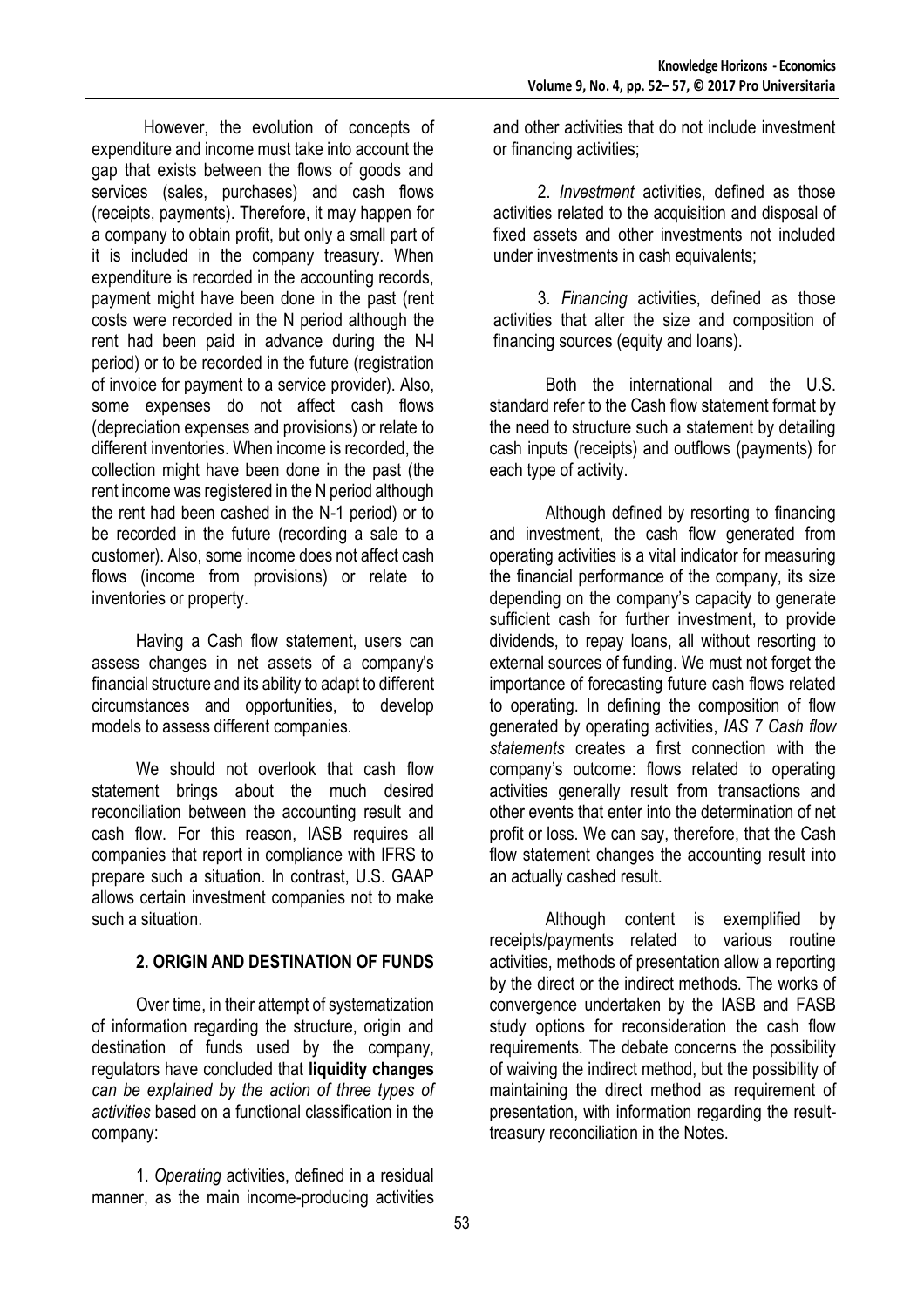However, the evolution of concepts of expenditure and income must take into account the gap that exists between the flows of goods and services (sales, purchases) and cash flows (receipts, payments). Therefore, it may happen for a company to obtain profit, but only a small part of it is included in the company treasury. When expenditure is recorded in the accounting records, payment might have been done in the past (rent costs were recorded in the N period although the rent had been paid in advance during the N-l period) or to be recorded in the future (registration of invoice for payment to a service provider). Also, some expenses do not affect cash flows (depreciation expenses and provisions) or relate to different inventories. When income is recorded, the collection might have been done in the past (the rent income was registered in the N period although the rent had been cashed in the N-1 period) or to be recorded in the future (recording a sale to a customer). Also, some income does not affect cash flows (income from provisions) or relate to inventories or property.

Having a Cash flow statement, users can assess changes in net assets of a company's financial structure and its ability to adapt to different circumstances and opportunities, to develop models to assess different companies.

We should not overlook that cash flow statement brings about the much desired reconciliation between the accounting result and cash flow. For this reason, IASB requires all companies that report in compliance with IFRS to prepare such a situation. In contrast, U.S. GAAP allows certain investment companies not to make such a situation.

## 2. ORIGIN AND DESTINATION OF FUNDS

Over time, in their attempt of systematization of information regarding the structure, origin and destination of funds used by the company, regulators have concluded that **liquidity changes** *can be explained by the action of three types of activities* based on a functional classification in the company:

1. *Operating* activities, defined in a residual manner, as the main income-producing activities and other activities that do not include investment or financing activities;

2. *Investment* activities, defined as those activities related to the acquisition and disposal of fixed assets and other investments not included under investments in cash equivalents;

3. *Financing* activities, defined as those activities that alter the size and composition of financing sources (equity and loans).

Both the international and the U.S. standard refer to the Cash flow statement format by the need to structure such a statement by detailing cash inputs (receipts) and outflows (payments) for each type of activity.

Although defined by resorting to financing and investment, the cash flow generated from operating activities is a vital indicator for measuring the financial performance of the company, its size depending on the company's capacity to generate sufficient cash for further investment, to provide dividends, to repay loans, all without resorting to external sources of funding. We must not forget the importance of forecasting future cash flows related to operating. In defining the composition of flow generated by operating activities, *IAS 7 Cash flow statements* creates a first connection with the company's outcome: flows related to operating activities generally result from transactions and other events that enter into the determination of net profit or loss. We can say, therefore, that the Cash flow statement changes the accounting result into an actually cashed result.

Although content is exemplified by receipts/payments related to various routine activities, methods of presentation allow a reporting by the direct or the indirect methods. The works of convergence undertaken by the IASB and FASB study options for reconsideration the cash flow requirements. The debate concerns the possibility of waiving the indirect method, but the possibility of maintaining the direct method as requirement of presentation, with information regarding the result-treasury reconciliation in the Notes.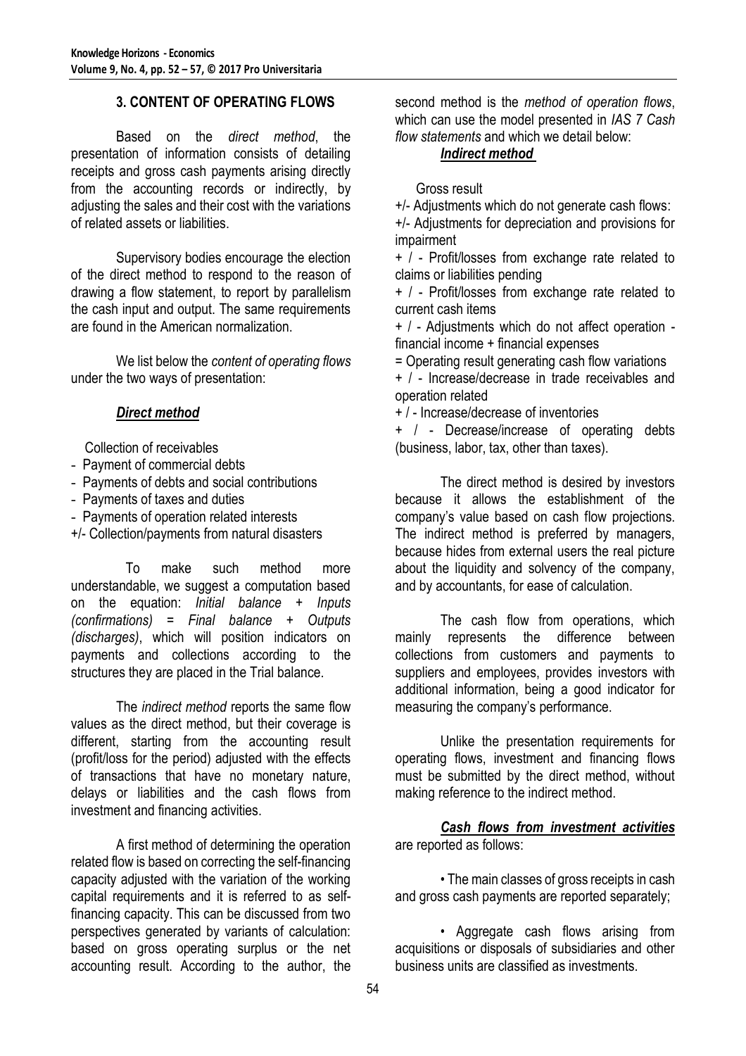## 3. CONTENT OF OPERATING FLOWS

Based on the *direct method*, the presentation of information consists of detailing receipts and gross cash payments arising directly from the accounting records or indirectly, by adjusting the sales and their cost with the variations of related assets or liabilities.

Supervisory bodies encourage the election of the direct method to respond to the reason of drawing a flow statement, to report by parallelism the cash input and output. The same requirements are found in the American normalization.

We list below the *content of operating flows* under the two ways of presentation:

***Direct method***

Collection of receivables
- Payment of commercial debts
- Payments of debts and social contributions
- Payments of taxes and duties
- Payments of operation related interests

+/- Collection/payments from natural disasters

To make such method more understandable, we suggest a computation based on the equation: *Initial balance + Inputs (confirmations) = Final balance + Outputs (discharges)*, which will position indicators on payments and collections according to the structures they are placed in the Trial balance.

The *indirect method* reports the same flow values as the direct method, but their coverage is different, starting from the accounting result (profit/loss for the period) adjusted with the effects of transactions that have no monetary nature, delays or liabilities and the cash flows from investment and financing activities.

A first method of determining the operation related flow is based on correcting the self-financing capacity adjusted with the variation of the working capital requirements and it is referred to as self-financing capacity. This can be discussed from two perspectives generated by variants of calculation: based on gross operating surplus or the net accounting result. According to the author, the second method is the *method of operation flows*, which can use the model presented in *IAS 7 Cash flow statements* and which we detail below:

***Indirect method***

Gross result

+/- Adjustments which do not generate cash flows:

+/- Adjustments for depreciation and provisions for impairment

+ / - Profit/losses from exchange rate related to claims or liabilities pending

+ / - Profit/losses from exchange rate related to current cash items

+ / - Adjustments which do not affect operation - financial income + financial expenses

= Operating result generating cash flow variations

+ / - Increase/decrease in trade receivables and operation related

+ / - Increase/decrease of inventories

+ / - Decrease/increase of operating debts (business, labor, tax, other than taxes).

The direct method is desired by investors because it allows the establishment of the company's value based on cash flow projections. The indirect method is preferred by managers, because hides from external users the real picture about the liquidity and solvency of the company, and by accountants, for ease of calculation.

The cash flow from operations, which mainly represents the difference between collections from customers and payments to suppliers and employees, provides investors with additional information, being a good indicator for measuring the company's performance.

Unlike the presentation requirements for operating flows, investment and financing flows must be submitted by the direct method, without making reference to the indirect method.

***Cash flows from investment activities*** are reported as follows:

- The main classes of gross receipts in cash and gross cash payments are reported separately;
- Aggregate cash flows arising from acquisitions or disposals of subsidiaries and other business units are classified as investments.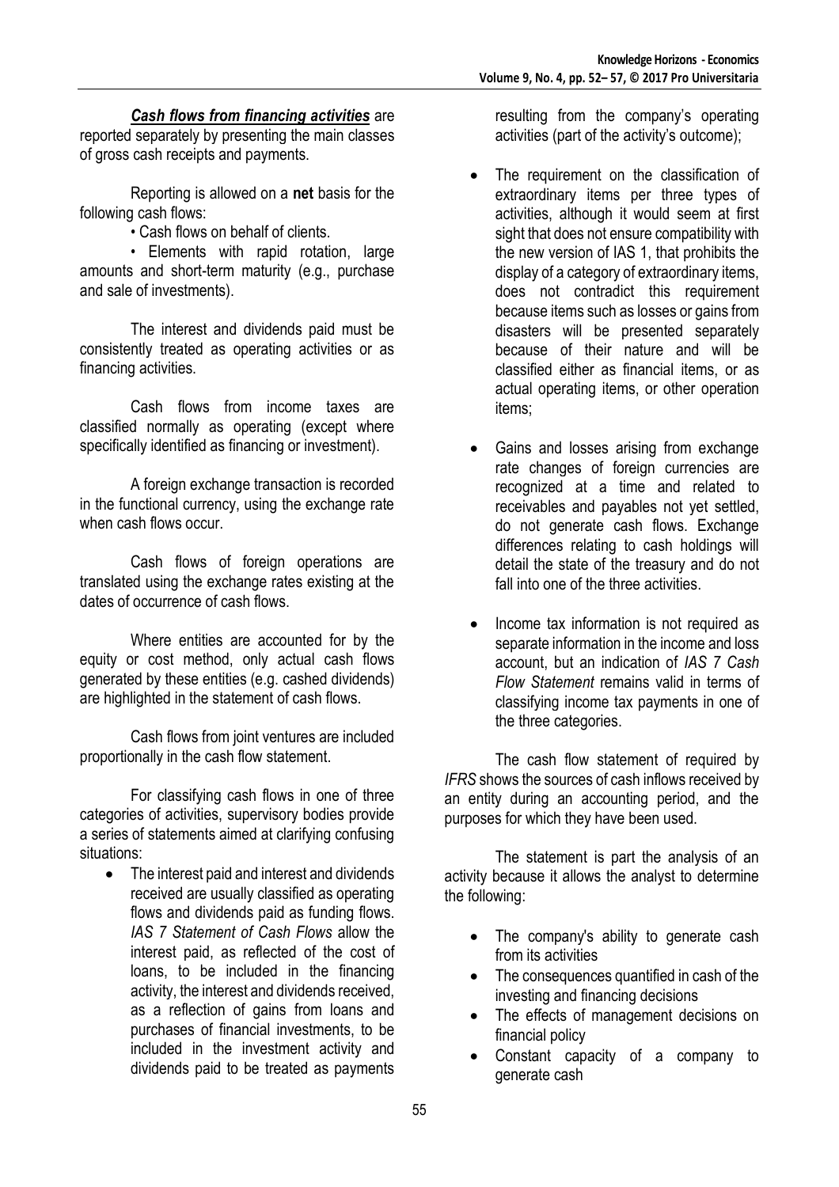***Cash flows from financing activities*** are reported separately by presenting the main classes of gross cash receipts and payments.

Reporting is allowed on a **net** basis for the following cash flows:

• Cash flows on behalf of clients.

• Elements with rapid rotation, large amounts and short-term maturity (e.g., purchase and sale of investments).

The interest and dividends paid must be consistently treated as operating activities or as financing activities.

Cash flows from income taxes are classified normally as operating (except where specifically identified as financing or investment).

A foreign exchange transaction is recorded in the functional currency, using the exchange rate when cash flows occur.

Cash flows of foreign operations are translated using the exchange rates existing at the dates of occurrence of cash flows.

Where entities are accounted for by the equity or cost method, only actual cash flows generated by these entities (e.g. cashed dividends) are highlighted in the statement of cash flows.

Cash flows from joint ventures are included proportionally in the cash flow statement.

For classifying cash flows in one of three categories of activities, supervisory bodies provide a series of statements aimed at clarifying confusing situations:

- The interest paid and interest and dividends received are usually classified as operating flows and dividends paid as funding flows. *IAS 7 Statement of Cash Flows* allow the interest paid, as reflected of the cost of loans, to be included in the financing activity, the interest and dividends received, as a reflection of gains from loans and purchases of financial investments, to be included in the investment activity and dividends paid to be treated as payments resulting from the company's operating activities (part of the activity's outcome);
- The requirement on the classification of extraordinary items per three types of activities, although it would seem at first sight that does not ensure compatibility with the new version of IAS 1, that prohibits the display of a category of extraordinary items, does not contradict this requirement because items such as losses or gains from disasters will be presented separately because of their nature and will be classified either as financial items, or as actual operating items, or other operation items;
- Gains and losses arising from exchange rate changes of foreign currencies are recognized at a time and related to receivables and payables not yet settled, do not generate cash flows. Exchange differences relating to cash holdings will detail the state of the treasury and do not fall into one of the three activities.
- Income tax information is not required as separate information in the income and loss account, but an indication of *IAS 7 Cash Flow Statement* remains valid in terms of classifying income tax payments in one of the three categories.

The cash flow statement of required by *IFRS* shows the sources of cash inflows received by an entity during an accounting period, and the purposes for which they have been used.

The statement is part the analysis of an activity because it allows the analyst to determine the following:

- The company's ability to generate cash from its activities
- The consequences quantified in cash of the investing and financing decisions
- The effects of management decisions on financial policy
- Constant capacity of a company to generate cash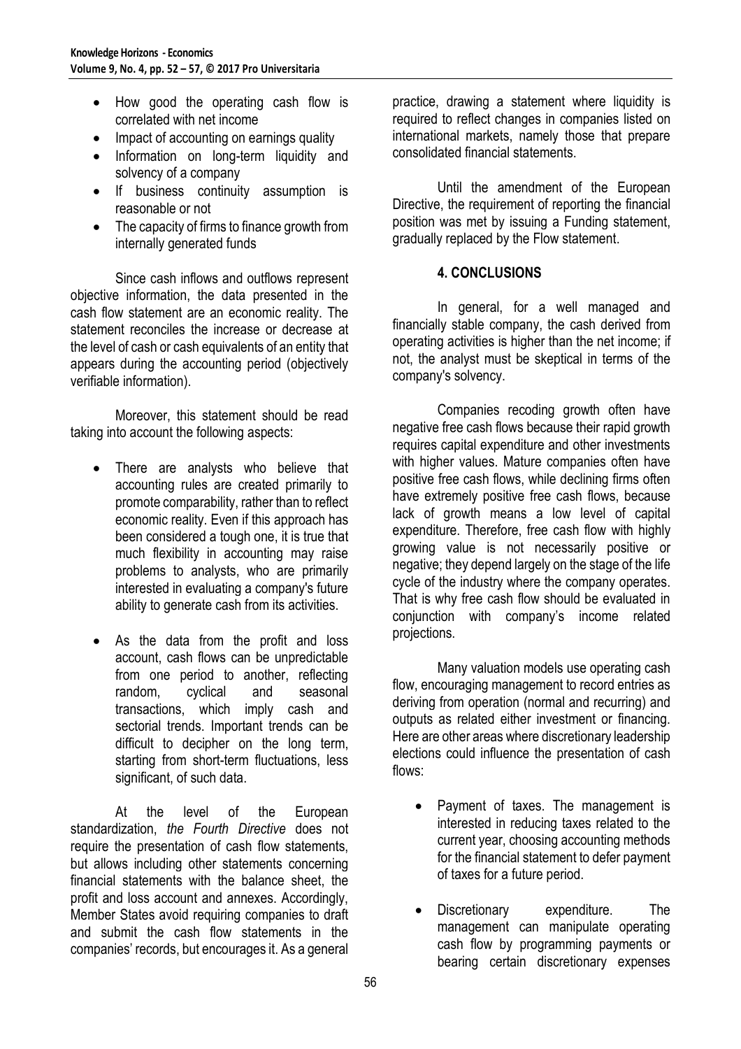- How good the operating cash flow is correlated with net income
- Impact of accounting on earnings quality
- Information on long-term liquidity and solvency of a company
- If business continuity assumption is reasonable or not
- The capacity of firms to finance growth from internally generated funds

Since cash inflows and outflows represent objective information, the data presented in the cash flow statement are an economic reality. The statement reconciles the increase or decrease at the level of cash or cash equivalents of an entity that appears during the accounting period (objectively verifiable information).

Moreover, this statement should be read taking into account the following aspects:

- There are analysts who believe that accounting rules are created primarily to promote comparability, rather than to reflect economic reality. Even if this approach has been considered a tough one, it is true that much flexibility in accounting may raise problems to analysts, who are primarily interested in evaluating a company's future ability to generate cash from its activities.

- As the data from the profit and loss account, cash flows can be unpredictable from one period to another, reflecting random, cyclical and seasonal transactions, which imply cash and sectorial trends. Important trends can be difficult to decipher on the long term, starting from short-term fluctuations, less significant, of such data.

At the level of the European standardization, *the Fourth Directive* does not require the presentation of cash flow statements, but allows including other statements concerning financial statements with the balance sheet, the profit and loss account and annexes. Accordingly, Member States avoid requiring companies to draft and submit the cash flow statements in the companies' records, but encourages it. As a general practice, drawing a statement where liquidity is required to reflect changes in companies listed on international markets, namely those that prepare consolidated financial statements.

Until the amendment of the European Directive, the requirement of reporting the financial position was met by issuing a Funding statement, gradually replaced by the Flow statement.

## 4. CONCLUSIONS

In general, for a well managed and financially stable company, the cash derived from operating activities is higher than the net income; if not, the analyst must be skeptical in terms of the company's solvency.

Companies recoding growth often have negative free cash flows because their rapid growth requires capital expenditure and other investments with higher values. Mature companies often have positive free cash flows, while declining firms often have extremely positive free cash flows, because lack of growth means a low level of capital expenditure. Therefore, free cash flow with highly growing value is not necessarily positive or negative; they depend largely on the stage of the life cycle of the industry where the company operates. That is why free cash flow should be evaluated in conjunction with company's income related projections.

Many valuation models use operating cash flow, encouraging management to record entries as deriving from operation (normal and recurring) and outputs as related either investment or financing. Here are other areas where discretionary leadership elections could influence the presentation of cash flows:

- Payment of taxes. The management is interested in reducing taxes related to the current year, choosing accounting methods for the financial statement to defer payment of taxes for a future period.

- Discretionary expenditure. The management can manipulate operating cash flow by programming payments or bearing certain discretionary expenses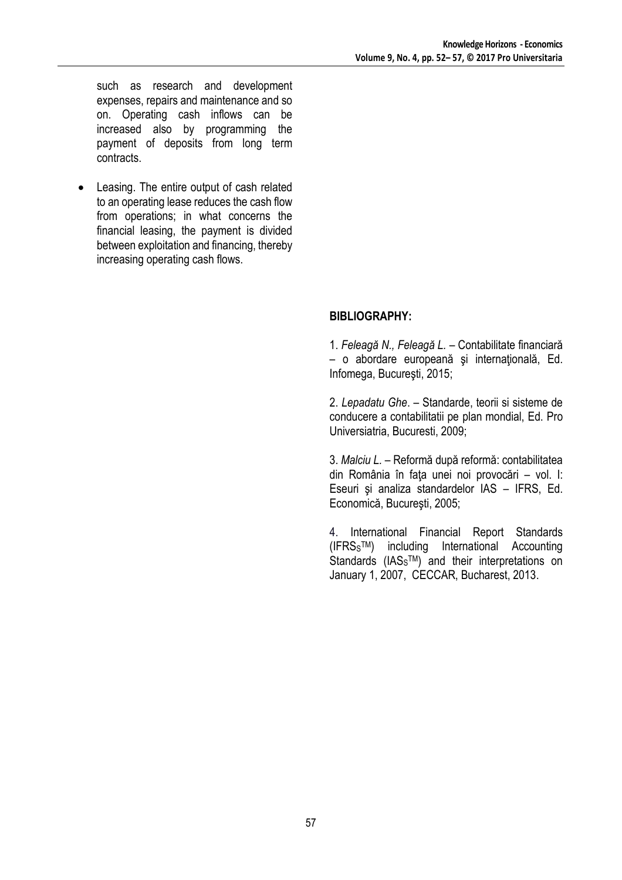such as research and development expenses, repairs and maintenance and so on. Operating cash inflows can be increased also by programming the payment of deposits from long term contracts.

- Leasing. The entire output of cash related to an operating lease reduces the cash flow from operations; in what concerns the financial leasing, the payment is divided between exploitation and financing, thereby increasing operating cash flows.

## BIBLIOGRAPHY:

1. *Feleagă N., Feleagă L.* – Contabilitate financiară – o abordare europeană şi internaţională, Ed. Infomega, Bucureşti, 2015;

2. *Lepadatu Ghe*. – Standarde, teorii si sisteme de conducere a contabilitatii pe plan mondial, Ed. Pro Universiatria, Bucuresti, 2009;

3. *Malciu L.* – Reformă după reformă: contabilitatea din România în faţa unei noi provocări – vol. I: Eseuri şi analiza standardelor IAS – IFRS, Ed. Economică, Bucureşti, 2005;

4. International Financial Report Standards (IFRS$_S$™) including International Accounting Standards (IAS$_S$™) and their interpretations on January 1, 2007, CECCAR, Bucharest, 2013.